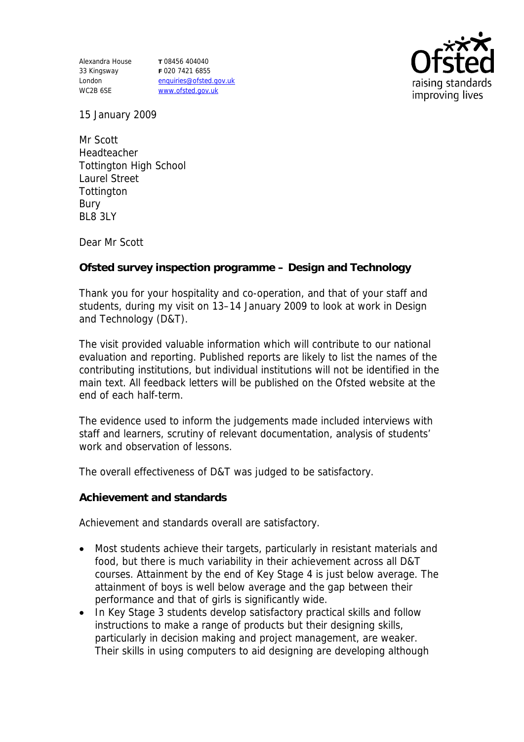Alexandra House
33 Kingsway
London
WC2B 6SE

T 08456 404040
F 020 7421 6855
enquiries@ofsted.gov.uk
www.ofsted.gov.uk

Ofsted
raising standards
improving lives

15 January 2009

Mr Scott
Headteacher
Tottington High School
Laurel Street
Tottington
Bury
BL8 3LY

Dear Mr Scott

**Ofsted survey inspection programme – Design and Technology**

Thank you for your hospitality and co-operation, and that of your staff and students, during my visit on 13–14 January 2009 to look at work in Design and Technology (D&T).

The visit provided valuable information which will contribute to our national evaluation and reporting. Published reports are likely to list the names of the contributing institutions, but individual institutions will not be identified in the main text. All feedback letters will be published on the Ofsted website at the end of each half-term.

The evidence used to inform the judgements made included interviews with staff and learners, scrutiny of relevant documentation, analysis of students' work and observation of lessons.

The overall effectiveness of D&T was judged to be satisfactory.

**Achievement and standards**

Achievement and standards overall are satisfactory.

- Most students achieve their targets, particularly in resistant materials and food, but there is much variability in their achievement across all D&T courses. Attainment by the end of Key Stage 4 is just below average. The attainment of boys is well below average and the gap between their performance and that of girls is significantly wide.
- In Key Stage 3 students develop satisfactory practical skills and follow instructions to make a range of products but their designing skills, particularly in decision making and project management, are weaker. Their skills in using computers to aid designing are developing although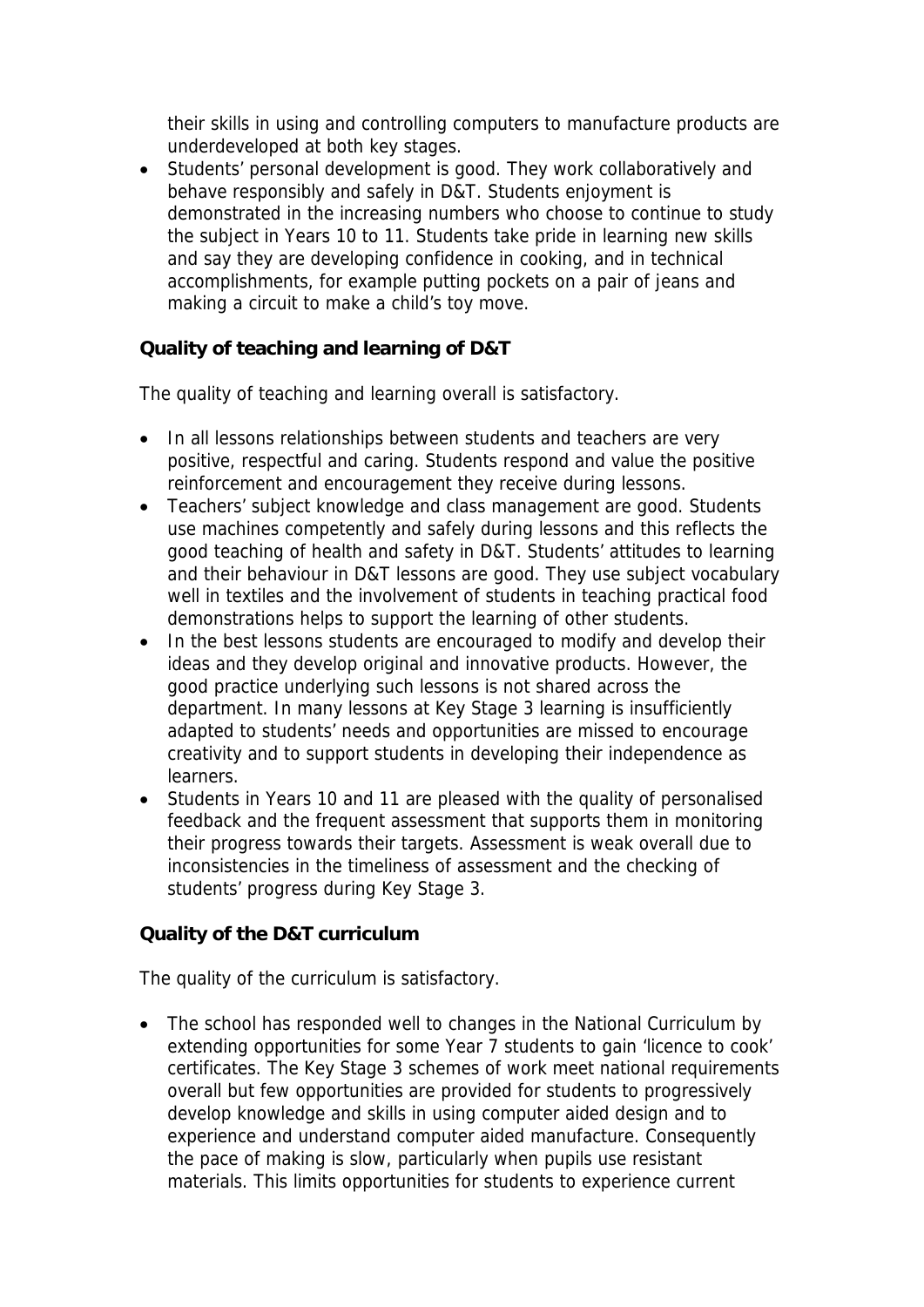their skills in using and controlling computers to manufacture products are underdeveloped at both key stages.

- Students' personal development is good. They work collaboratively and behave responsibly and safely in D&T. Students enjoyment is demonstrated in the increasing numbers who choose to continue to study the subject in Years 10 to 11. Students take pride in learning new skills and say they are developing confidence in cooking, and in technical accomplishments, for example putting pockets on a pair of jeans and making a circuit to make a child's toy move.

**Quality of teaching and learning of D&T**

The quality of teaching and learning overall is satisfactory.

- In all lessons relationships between students and teachers are very positive, respectful and caring. Students respond and value the positive reinforcement and encouragement they receive during lessons.
- Teachers' subject knowledge and class management are good. Students use machines competently and safely during lessons and this reflects the good teaching of health and safety in D&T. Students' attitudes to learning and their behaviour in D&T lessons are good. They use subject vocabulary well in textiles and the involvement of students in teaching practical food demonstrations helps to support the learning of other students.
- In the best lessons students are encouraged to modify and develop their ideas and they develop original and innovative products. However, the good practice underlying such lessons is not shared across the department. In many lessons at Key Stage 3 learning is insufficiently adapted to students' needs and opportunities are missed to encourage creativity and to support students in developing their independence as learners.
- Students in Years 10 and 11 are pleased with the quality of personalised feedback and the frequent assessment that supports them in monitoring their progress towards their targets. Assessment is weak overall due to inconsistencies in the timeliness of assessment and the checking of students' progress during Key Stage 3.

**Quality of the D&T curriculum**

The quality of the curriculum is satisfactory.

- The school has responded well to changes in the National Curriculum by extending opportunities for some Year 7 students to gain 'licence to cook' certificates. The Key Stage 3 schemes of work meet national requirements overall but few opportunities are provided for students to progressively develop knowledge and skills in using computer aided design and to experience and understand computer aided manufacture. Consequently the pace of making is slow, particularly when pupils use resistant materials. This limits opportunities for students to experience current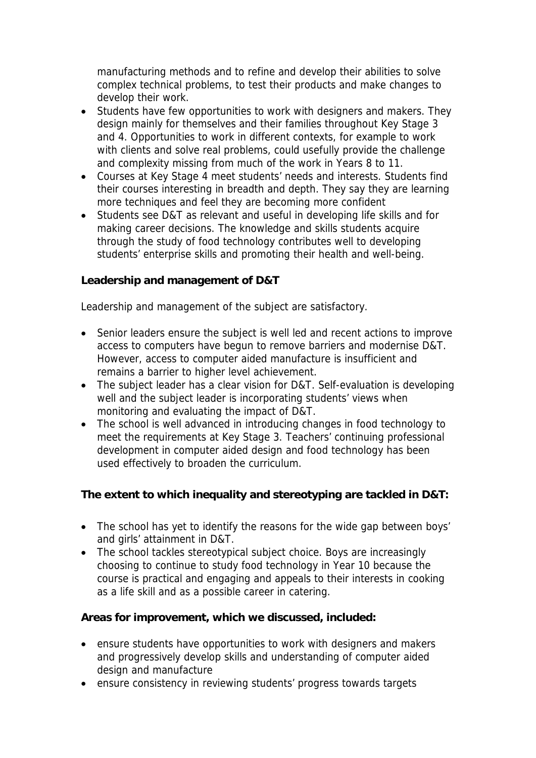manufacturing methods and to refine and develop their abilities to solve complex technical problems, to test their products and make changes to develop their work.

- Students have few opportunities to work with designers and makers. They design mainly for themselves and their families throughout Key Stage 3 and 4. Opportunities to work in different contexts, for example to work with clients and solve real problems, could usefully provide the challenge and complexity missing from much of the work in Years 8 to 11.
- Courses at Key Stage 4 meet students' needs and interests. Students find their courses interesting in breadth and depth. They say they are learning more techniques and feel they are becoming more confident
- Students see D&T as relevant and useful in developing life skills and for making career decisions. The knowledge and skills students acquire through the study of food technology contributes well to developing students' enterprise skills and promoting their health and well-being.

**Leadership and management of D&T**

Leadership and management of the subject are satisfactory.

- Senior leaders ensure the subject is well led and recent actions to improve access to computers have begun to remove barriers and modernise D&T. However, access to computer aided manufacture is insufficient and remains a barrier to higher level achievement.
- The subject leader has a clear vision for D&T. Self-evaluation is developing well and the subject leader is incorporating students' views when monitoring and evaluating the impact of D&T.
- The school is well advanced in introducing changes in food technology to meet the requirements at Key Stage 3. Teachers' continuing professional development in computer aided design and food technology has been used effectively to broaden the curriculum.

**The extent to which inequality and stereotyping are tackled in D&T:**

- The school has yet to identify the reasons for the wide gap between boys' and girls' attainment in D&T.
- The school tackles stereotypical subject choice. Boys are increasingly choosing to continue to study food technology in Year 10 because the course is practical and engaging and appeals to their interests in cooking as a life skill and as a possible career in catering.

**Areas for improvement, which we discussed, included:**

- ensure students have opportunities to work with designers and makers and progressively develop skills and understanding of computer aided design and manufacture
- ensure consistency in reviewing students' progress towards targets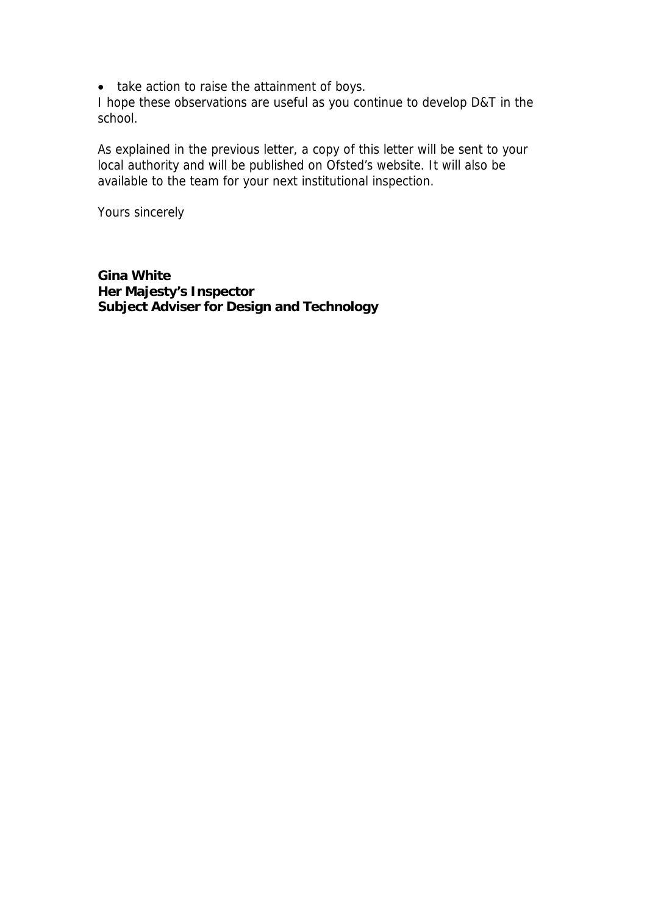- take action to raise the attainment of boys.

I hope these observations are useful as you continue to develop D&T in the school.

As explained in the previous letter, a copy of this letter will be sent to your local authority and will be published on Ofsted's website. It will also be available to the team for your next institutional inspection.

Yours sincerely

**Gina White**
**Her Majesty's Inspector**
**Subject Adviser for Design and Technology**